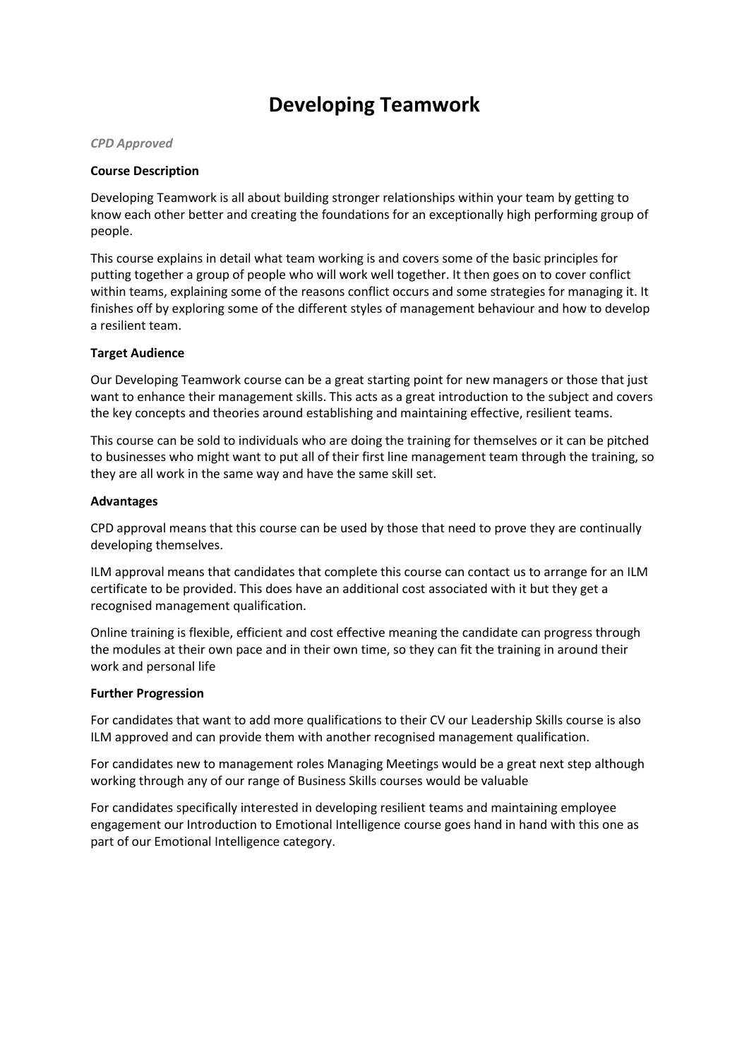# Developing Teamwork

*CPD Approved*

**Course Description**

Developing Teamwork is all about building stronger relationships within your team by getting to know each other better and creating the foundations for an exceptionally high performing group of people.

This course explains in detail what team working is and covers some of the basic principles for putting together a group of people who will work well together. It then goes on to cover conflict within teams, explaining some of the reasons conflict occurs and some strategies for managing it. It finishes off by exploring some of the different styles of management behaviour and how to develop a resilient team.

**Target Audience**

Our Developing Teamwork course can be a great starting point for new managers or those that just want to enhance their management skills. This acts as a great introduction to the subject and covers the key concepts and theories around establishing and maintaining effective, resilient teams.

This course can be sold to individuals who are doing the training for themselves or it can be pitched to businesses who might want to put all of their first line management team through the training, so they are all work in the same way and have the same skill set.

**Advantages**

CPD approval means that this course can be used by those that need to prove they are continually developing themselves.

ILM approval means that candidates that complete this course can contact us to arrange for an ILM certificate to be provided. This does have an additional cost associated with it but they get a recognised management qualification.

Online training is flexible, efficient and cost effective meaning the candidate can progress through the modules at their own pace and in their own time, so they can fit the training in around their work and personal life

**Further Progression**

For candidates that want to add more qualifications to their CV our Leadership Skills course is also ILM approved and can provide them with another recognised management qualification.

For candidates new to management roles Managing Meetings would be a great next step although working through any of our range of Business Skills courses would be valuable

For candidates specifically interested in developing resilient teams and maintaining employee engagement our Introduction to Emotional Intelligence course goes hand in hand with this one as part of our Emotional Intelligence category.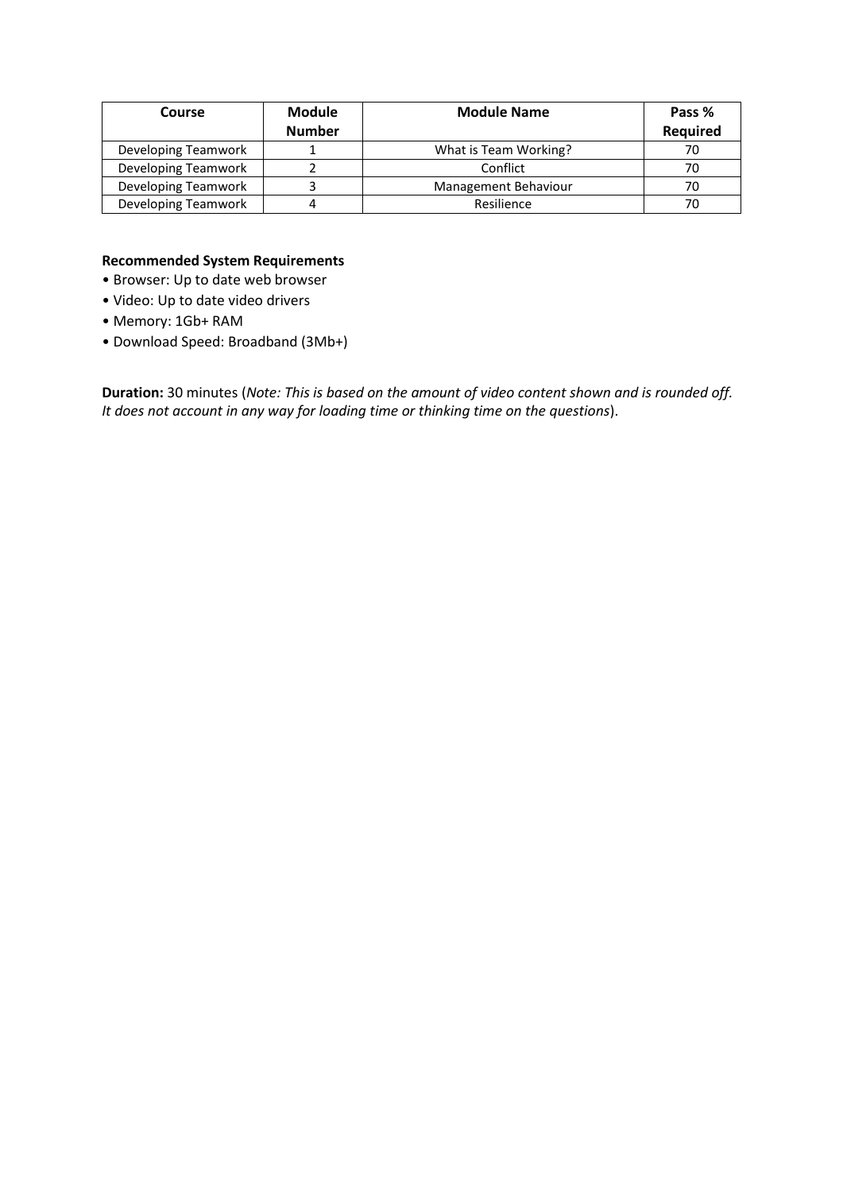| Course | Module Number | Module Name | Pass % Required |
| --- | --- | --- | --- |
| Developing Teamwork | 1 | What is Team Working? | 70 |
| Developing Teamwork | 2 | Conflict | 70 |
| Developing Teamwork | 3 | Management Behaviour | 70 |
| Developing Teamwork | 4 | Resilience | 70 |

**Recommended System Requirements**

- Browser: Up to date web browser
- Video: Up to date video drivers
- Memory: 1Gb+ RAM
- Download Speed: Broadband (3Mb+)

**Duration:** 30 minutes (*Note: This is based on the amount of video content shown and is rounded off. It does not account in any way for loading time or thinking time on the questions*).